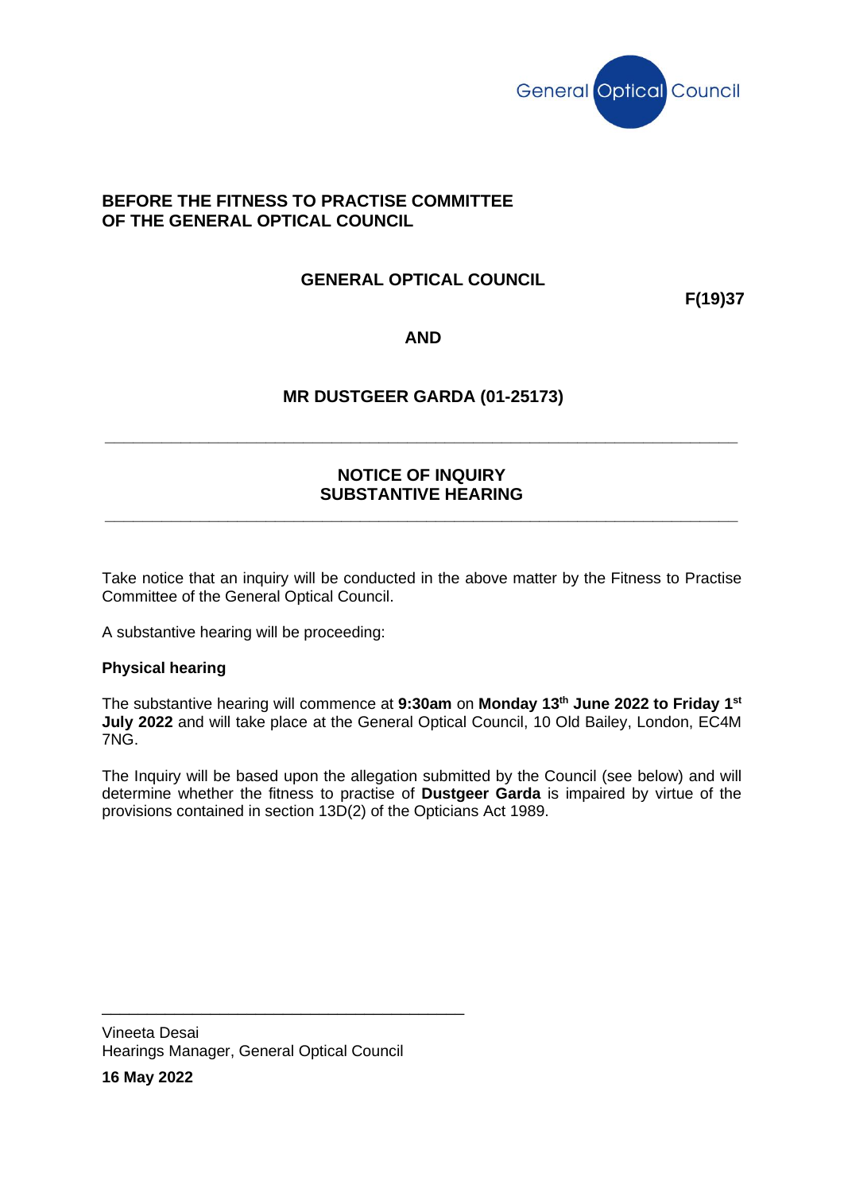General Optical Council

**BEFORE THE FITNESS TO PRACTISE COMMITTEE**
**OF THE GENERAL OPTICAL COUNCIL**

**GENERAL OPTICAL COUNCIL**

**F(19)37**

**AND**

**MR DUSTGEER GARDA (01-25173)**

---

## NOTICE OF INQUIRY
## SUBSTANTIVE HEARING

---

Take notice that an inquiry will be conducted in the above matter by the Fitness to Practise Committee of the General Optical Council.

A substantive hearing will be proceeding:

**Physical hearing**

The substantive hearing will commence at **9:30am** on **Monday 13th June 2022 to Friday 1st July 2022** and will take place at the General Optical Council, 10 Old Bailey, London, EC4M 7NG.

The Inquiry will be based upon the allegation submitted by the Council (see below) and will determine whether the fitness to practise of **Dustgeer Garda** is impaired by virtue of the provisions contained in section 13D(2) of the Opticians Act 1989.

---

Vineeta Desai
Hearings Manager, General Optical Council

**16 May 2022**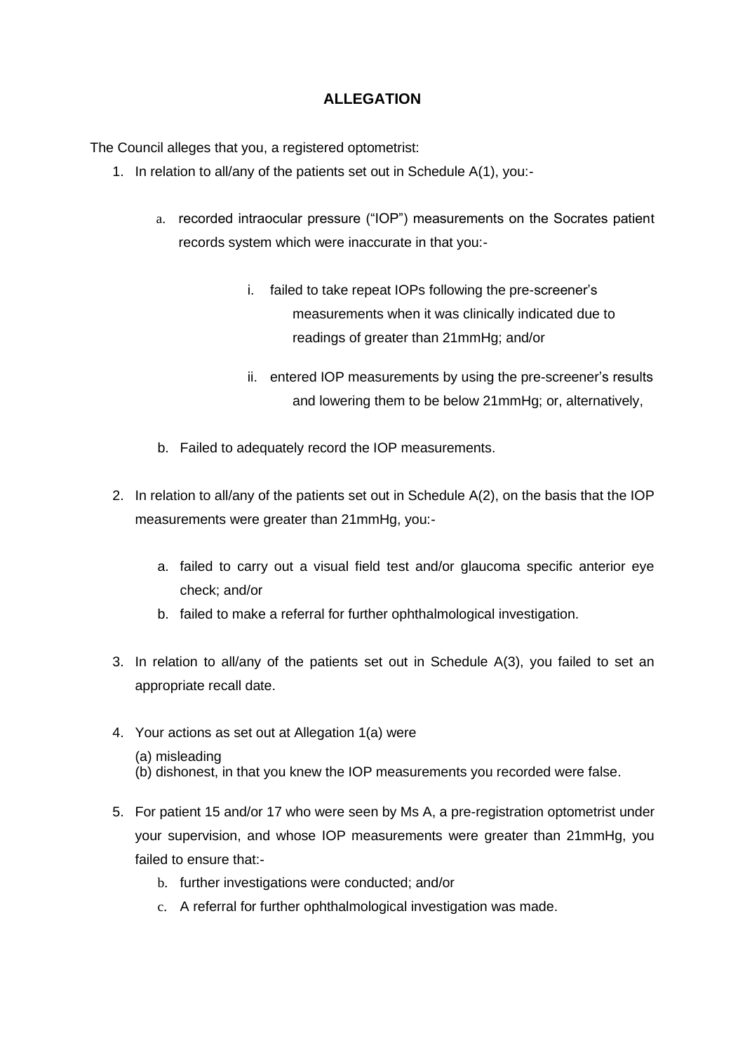## ALLEGATION

The Council alleges that you, a registered optometrist:

1. In relation to all/any of the patients set out in Schedule A(1), you:-

   a. recorded intraocular pressure ("IOP") measurements on the Socrates patient records system which were inaccurate in that you:-

      i. failed to take repeat IOPs following the pre-screener's measurements when it was clinically indicated due to readings of greater than 21mmHg; and/or

      ii. entered IOP measurements by using the pre-screener's results and lowering them to be below 21mmHg; or, alternatively,

   b. Failed to adequately record the IOP measurements.

2. In relation to all/any of the patients set out in Schedule A(2), on the basis that the IOP measurements were greater than 21mmHg, you:-

   a. failed to carry out a visual field test and/or glaucoma specific anterior eye check; and/or
   b. failed to make a referral for further ophthalmological investigation.

3. In relation to all/any of the patients set out in Schedule A(3), you failed to set an appropriate recall date.

4. Your actions as set out at Allegation 1(a) were

   (a) misleading
   (b) dishonest, in that you knew the IOP measurements you recorded were false.

5. For patient 15 and/or 17 who were seen by Ms A, a pre-registration optometrist under your supervision, and whose IOP measurements were greater than 21mmHg, you failed to ensure that:-

   b. further investigations were conducted; and/or
   c. A referral for further ophthalmological investigation was made.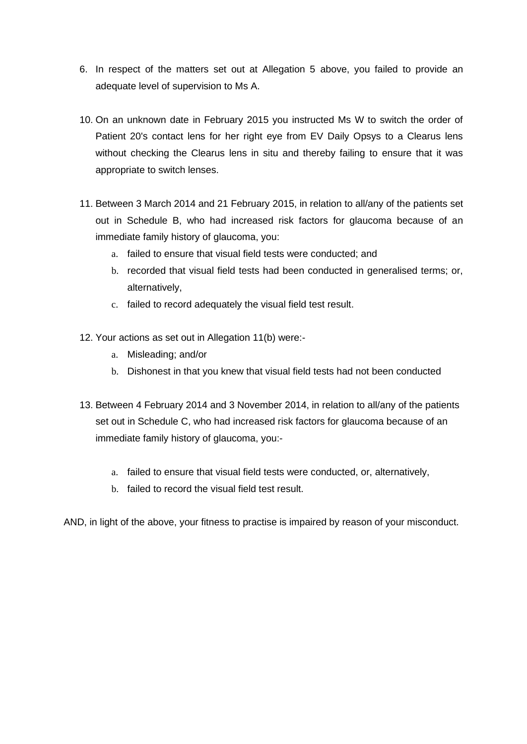6. In respect of the matters set out at Allegation 5 above, you failed to provide an adequate level of supervision to Ms A.

10. On an unknown date in February 2015 you instructed Ms W to switch the order of Patient 20's contact lens for her right eye from EV Daily Opsys to a Clearus lens without checking the Clearus lens in situ and thereby failing to ensure that it was appropriate to switch lenses.

11. Between 3 March 2014 and 21 February 2015, in relation to all/any of the patients set out in Schedule B, who had increased risk factors for glaucoma because of an immediate family history of glaucoma, you:
    a. failed to ensure that visual field tests were conducted; and
    b. recorded that visual field tests had been conducted in generalised terms; or, alternatively,
    c. failed to record adequately the visual field test result.

12. Your actions as set out in Allegation 11(b) were:-
    a. Misleading; and/or
    b. Dishonest in that you knew that visual field tests had not been conducted

13. Between 4 February 2014 and 3 November 2014, in relation to all/any of the patients set out in Schedule C, who had increased risk factors for glaucoma because of an immediate family history of glaucoma, you:-

    a. failed to ensure that visual field tests were conducted, or, alternatively,
    b. failed to record the visual field test result.

AND, in light of the above, your fitness to practise is impaired by reason of your misconduct.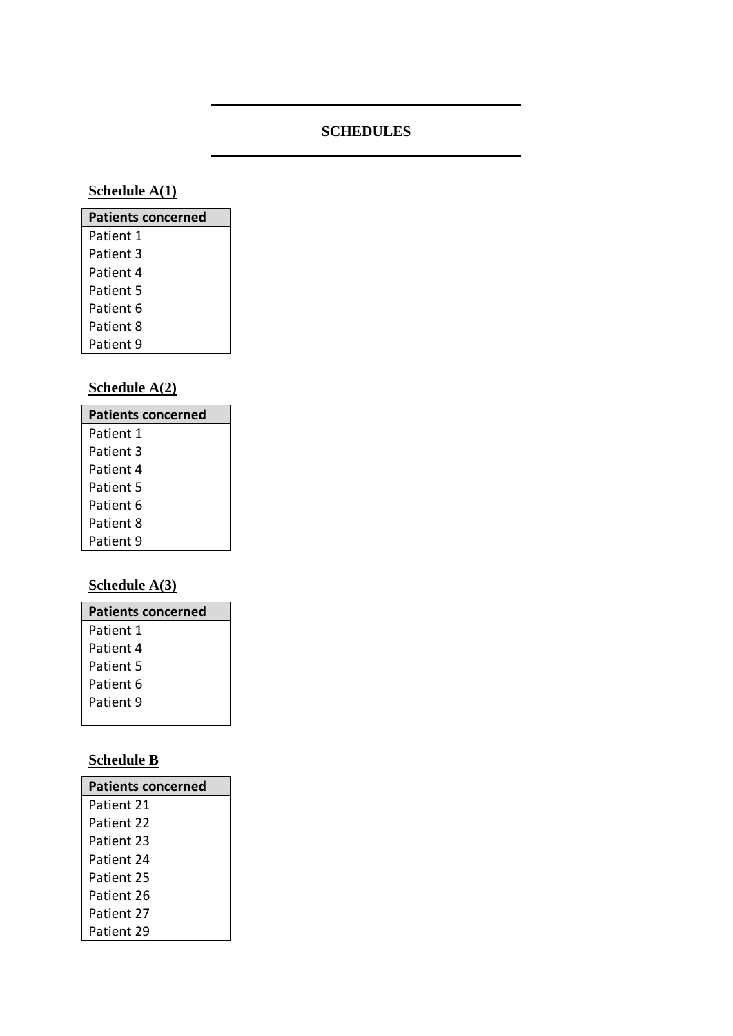## SCHEDULES

**Schedule A(1)**

| Patients concerned |
|---|
| Patient 1 |
| Patient 3 |
| Patient 4 |
| Patient 5 |
| Patient 6 |
| Patient 8 |
| Patient 9 |

**Schedule A(2)**

| Patients concerned |
|---|
| Patient 1 |
| Patient 3 |
| Patient 4 |
| Patient 5 |
| Patient 6 |
| Patient 8 |
| Patient 9 |

**Schedule A(3)**

| Patients concerned |
|---|
| Patient 1 |
| Patient 4 |
| Patient 5 |
| Patient 6 |
| Patient 9 |

**Schedule B**

| Patients concerned |
|---|
| Patient 21 |
| Patient 22 |
| Patient 23 |
| Patient 24 |
| Patient 25 |
| Patient 26 |
| Patient 27 |
| Patient 29 |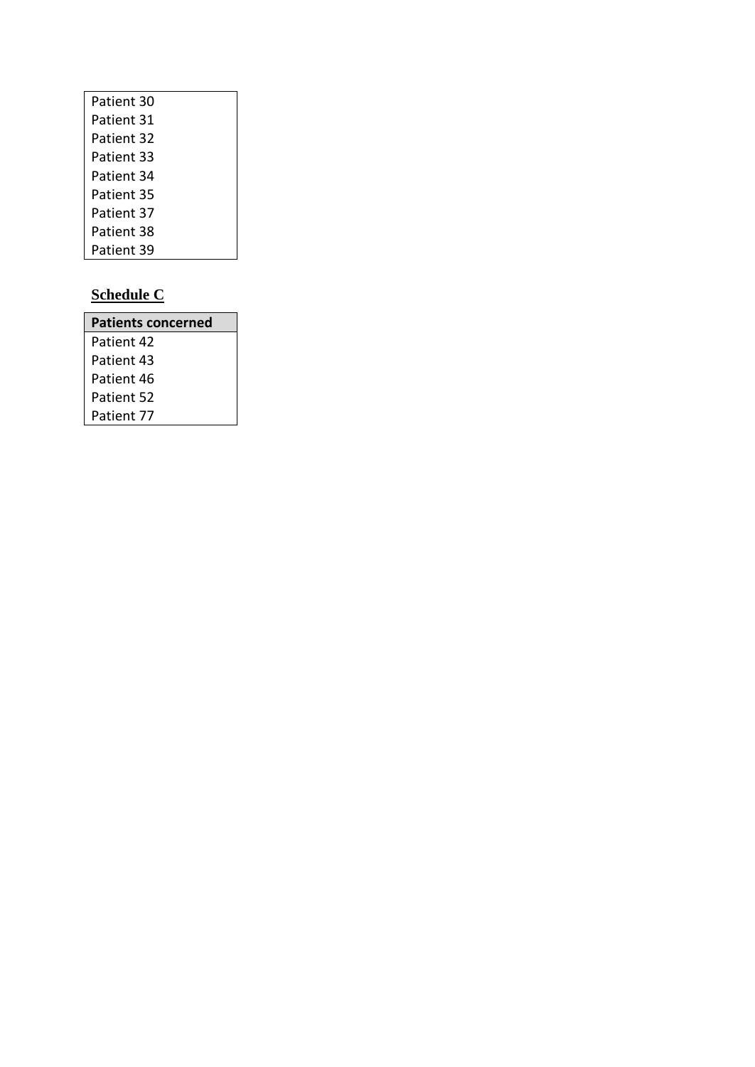| Patient 30 |
| --- |
| Patient 31 |
| Patient 32 |
| Patient 33 |
| Patient 34 |
| Patient 35 |
| Patient 37 |
| Patient 38 |
| Patient 39 |

## Schedule C

| Patients concerned |
| --- |
| Patient 42 |
| Patient 43 |
| Patient 46 |
| Patient 52 |
| Patient 77 |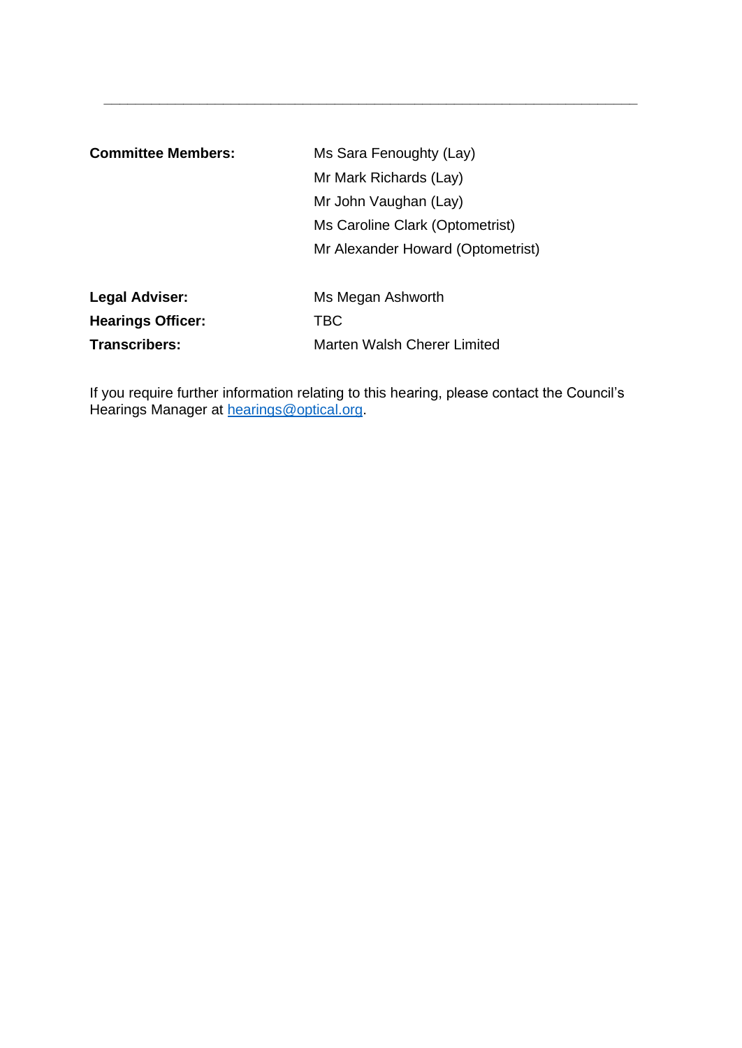---

| | |
|---|---|
| **Committee Members:** | Ms Sara Fenoughty (Lay) |
| | Mr Mark Richards (Lay) |
| | Mr John Vaughan (Lay) |
| | Ms Caroline Clark (Optometrist) |
| | Mr Alexander Howard (Optometrist) |
| **Legal Adviser:** | Ms Megan Ashworth |
| **Hearings Officer:** | TBC |
| **Transcribers:** | Marten Walsh Cherer Limited |

If you require further information relating to this hearing, please contact the Council's Hearings Manager at hearings@optical.org.